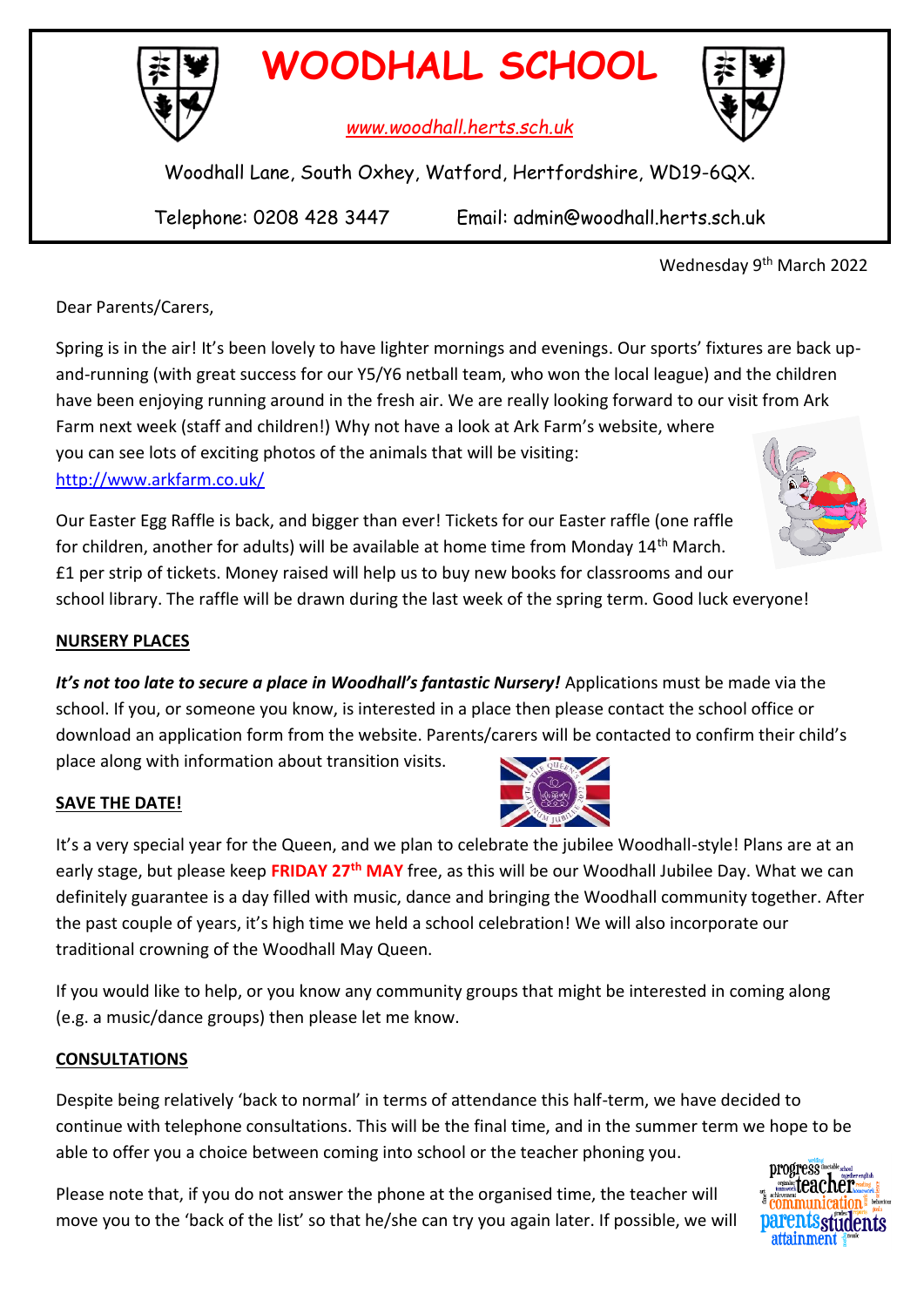# WOODHALL SCHOOL

www.woodhall.herts.sch.uk

Woodhall Lane, South Oxhey, Watford, Hertfordshire, WD19-6QX.

Telephone: 0208 428 3447 Email: admin@woodhall.herts.sch.uk

Wednesday 9th March 2022

Dear Parents/Carers,

Spring is in the air! It's been lovely to have lighter mornings and evenings. Our sports' fixtures are back up-and-running (with great success for our Y5/Y6 netball team, who won the local league) and the children have been enjoying running around in the fresh air. We are really looking forward to our visit from Ark Farm next week (staff and children!) Why not have a look at Ark Farm's website, where you can see lots of exciting photos of the animals that will be visiting: http://www.arkfarm.co.uk/

Our Easter Egg Raffle is back, and bigger than ever! Tickets for our Easter raffle (one raffle for children, another for adults) will be available at home time from Monday 14th March. £1 per strip of tickets. Money raised will help us to buy new books for classrooms and our school library. The raffle will be drawn during the last week of the spring term. Good luck everyone!

## NURSERY PLACES

***It's not too late to secure a place in Woodhall's fantastic Nursery!*** Applications must be made via the school. If you, or someone you know, is interested in a place then please contact the school office or download an application form from the website. Parents/carers will be contacted to confirm their child's place along with information about transition visits.

## SAVE THE DATE!

It's a very special year for the Queen, and we plan to celebrate the jubilee Woodhall-style! Plans are at an early stage, but please keep **FRIDAY 27th MAY** free, as this will be our Woodhall Jubilee Day. What we can definitely guarantee is a day filled with music, dance and bringing the Woodhall community together. After the past couple of years, it's high time we held a school celebration! We will also incorporate our traditional crowning of the Woodhall May Queen.

If you would like to help, or you know any community groups that might be interested in coming along (e.g. a music/dance groups) then please let me know.

## CONSULTATIONS

Despite being relatively 'back to normal' in terms of attendance this half-term, we have decided to continue with telephone consultations. This will be the final time, and in the summer term we hope to be able to offer you a choice between coming into school or the teacher phoning you.

Please note that, if you do not answer the phone at the organised time, the teacher will move you to the 'back of the list' so that he/she can try you again later. If possible, we will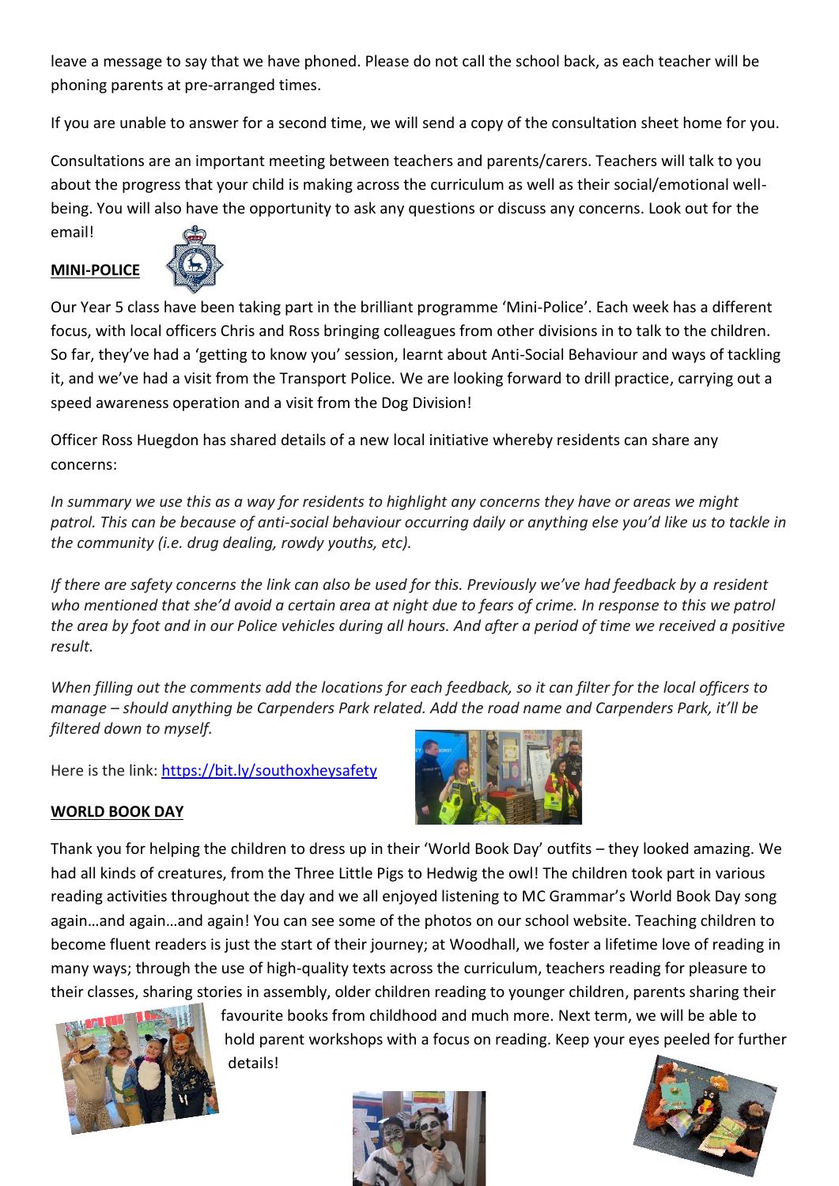leave a message to say that we have phoned. Please do not call the school back, as each teacher will be phoning parents at pre-arranged times.

If you are unable to answer for a second time, we will send a copy of the consultation sheet home for you.

Consultations are an important meeting between teachers and parents/carers. Teachers will talk to you about the progress that your child is making across the curriculum as well as their social/emotional well-being. You will also have the opportunity to ask any questions or discuss any concerns. Look out for the email!

**MINI-POLICE**

Our Year 5 class have been taking part in the brilliant programme 'Mini-Police'. Each week has a different focus, with local officers Chris and Ross bringing colleagues from other divisions in to talk to the children. So far, they've had a 'getting to know you' session, learnt about Anti-Social Behaviour and ways of tackling it, and we've had a visit from the Transport Police. We are looking forward to drill practice, carrying out a speed awareness operation and a visit from the Dog Division!

Officer Ross Huegdon has shared details of a new local initiative whereby residents can share any concerns:

*In summary we use this as a way for residents to highlight any concerns they have or areas we might patrol. This can be because of anti-social behaviour occurring daily or anything else you'd like us to tackle in the community (i.e. drug dealing, rowdy youths, etc).*

*If there are safety concerns the link can also be used for this. Previously we've had feedback by a resident who mentioned that she'd avoid a certain area at night due to fears of crime. In response to this we patrol the area by foot and in our Police vehicles during all hours. And after a period of time we received a positive result.*

*When filling out the comments add the locations for each feedback, so it can filter for the local officers to manage – should anything be Carpenders Park related. Add the road name and Carpenders Park, it'll be filtered down to myself.*

Here is the link: https://bit.ly/southoxheysafety

**WORLD BOOK DAY**

Thank you for helping the children to dress up in their 'World Book Day' outfits – they looked amazing. We had all kinds of creatures, from the Three Little Pigs to Hedwig the owl! The children took part in various reading activities throughout the day and we all enjoyed listening to MC Grammar's World Book Day song again…and again…and again! You can see some of the photos on our school website. Teaching children to become fluent readers is just the start of their journey; at Woodhall, we foster a lifetime love of reading in many ways; through the use of high-quality texts across the curriculum, teachers reading for pleasure to their classes, sharing stories in assembly, older children reading to younger children, parents sharing their favourite books from childhood and much more. Next term, we will be able to hold parent workshops with a focus on reading. Keep your eyes peeled for further details!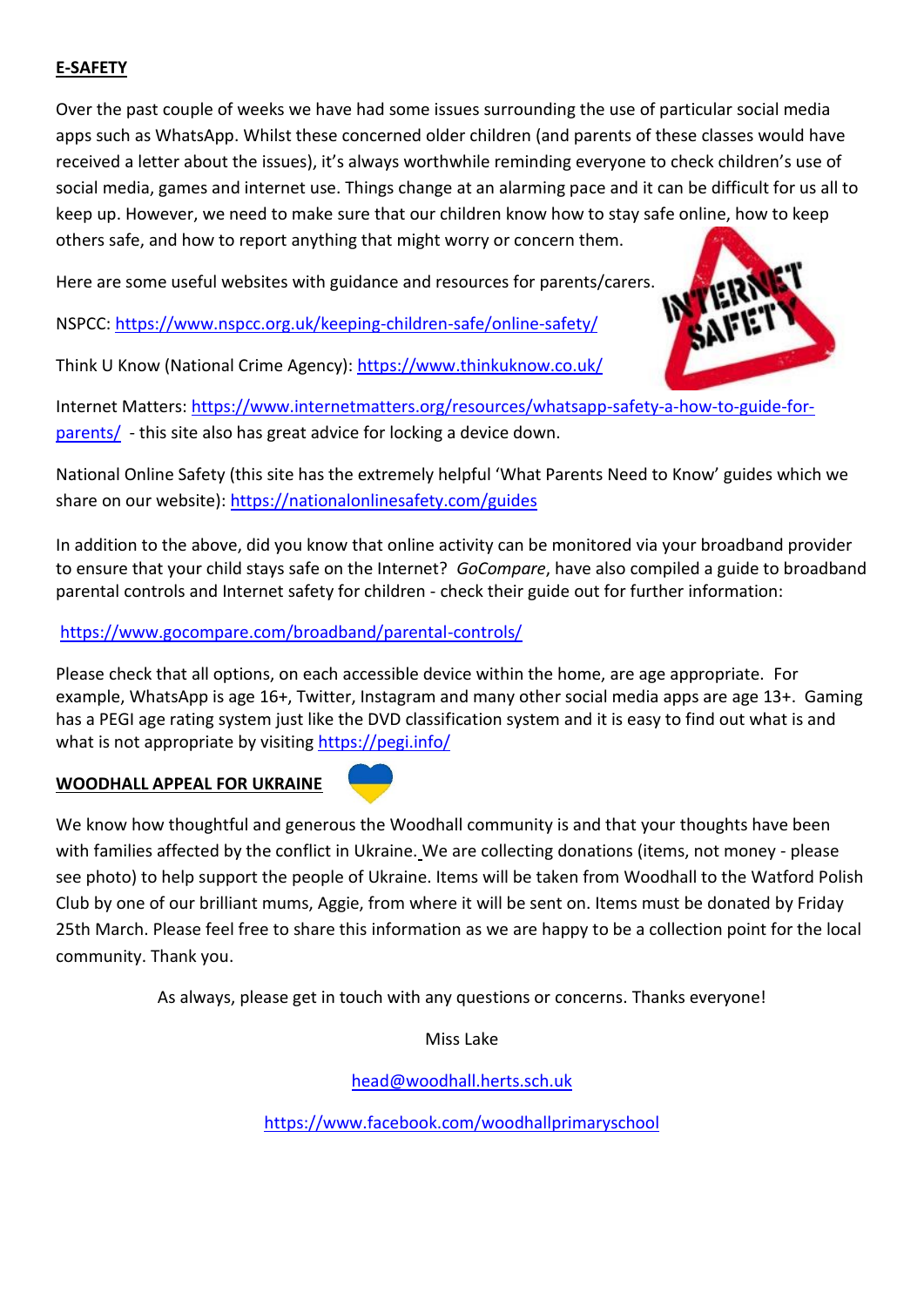## E-SAFETY

Over the past couple of weeks we have had some issues surrounding the use of particular social media apps such as WhatsApp. Whilst these concerned older children (and parents of these classes would have received a letter about the issues), it's always worthwhile reminding everyone to check children's use of social media, games and internet use. Things change at an alarming pace and it can be difficult for us all to keep up. However, we need to make sure that our children know how to stay safe online, how to keep others safe, and how to report anything that might worry or concern them.

Here are some useful websites with guidance and resources for parents/carers.

NSPCC: https://www.nspcc.org.uk/keeping-children-safe/online-safety/

Think U Know (National Crime Agency): https://www.thinkuknow.co.uk/

Internet Matters: https://www.internetmatters.org/resources/whatsapp-safety-a-how-to-guide-for-parents/ - this site also has great advice for locking a device down.

National Online Safety (this site has the extremely helpful 'What Parents Need to Know' guides which we share on our website): https://nationalonlinesafety.com/guides

In addition to the above, did you know that online activity can be monitored via your broadband provider to ensure that your child stays safe on the Internet? *GoCompare*, have also compiled a guide to broadband parental controls and Internet safety for children - check their guide out for further information:

https://www.gocompare.com/broadband/parental-controls/

Please check that all options, on each accessible device within the home, are age appropriate. For example, WhatsApp is age 16+, Twitter, Instagram and many other social media apps are age 13+. Gaming has a PEGI age rating system just like the DVD classification system and it is easy to find out what is and what is not appropriate by visiting https://pegi.info/

## WOODHALL APPEAL FOR UKRAINE

We know how thoughtful and generous the Woodhall community is and that your thoughts have been with families affected by the conflict in Ukraine. We are collecting donations (items, not money - please see photo) to help support the people of Ukraine. Items will be taken from Woodhall to the Watford Polish Club by one of our brilliant mums, Aggie, from where it will be sent on. Items must be donated by Friday 25th March. Please feel free to share this information as we are happy to be a collection point for the local community. Thank you.

As always, please get in touch with any questions or concerns. Thanks everyone!

Miss Lake

head@woodhall.herts.sch.uk

https://www.facebook.com/woodhallprimaryschool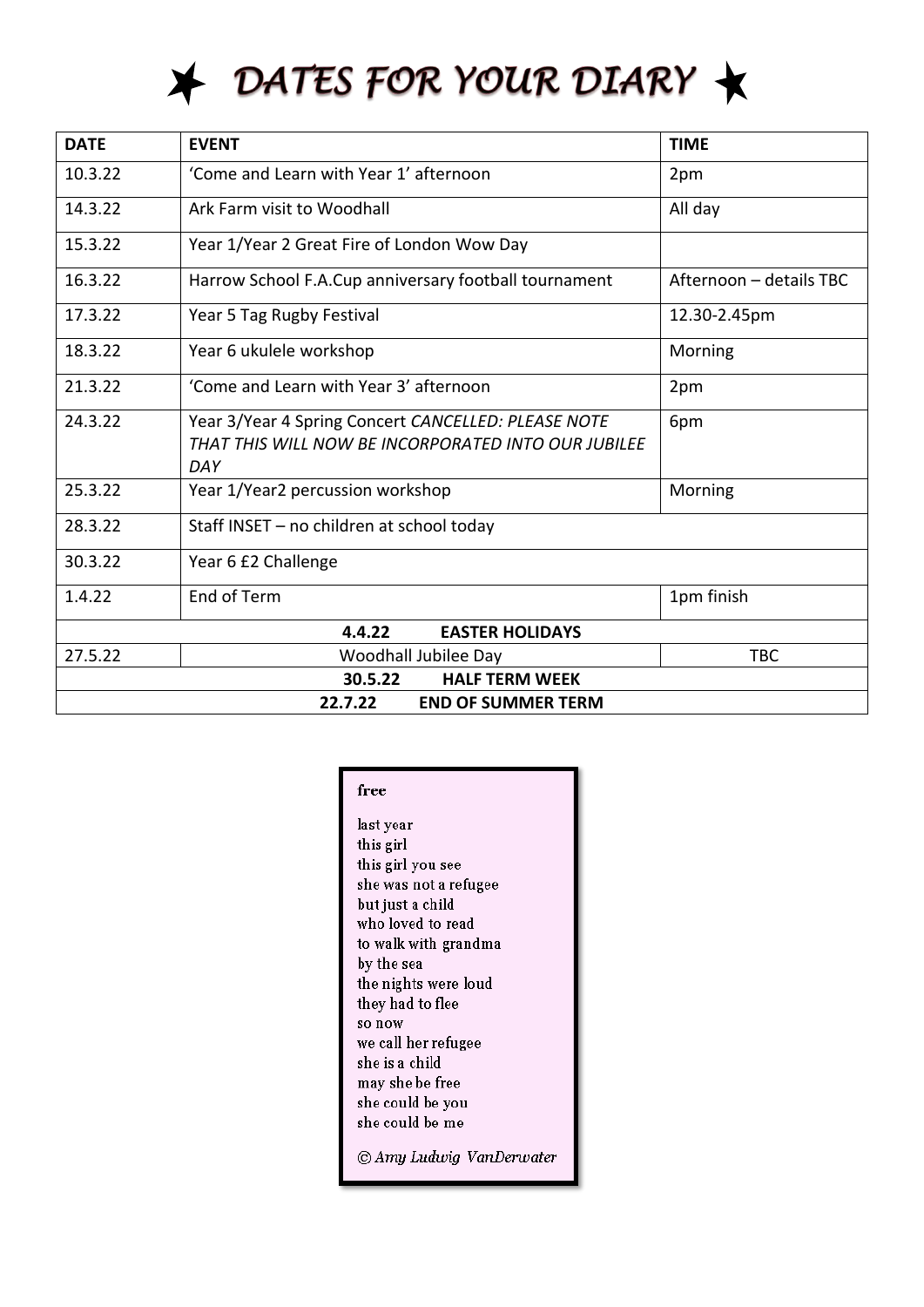# ★ DATES FOR YOUR DIARY ★

| DATE | EVENT | TIME |
|---|---|---|
| 10.3.22 | 'Come and Learn with Year 1' afternoon | 2pm |
| 14.3.22 | Ark Farm visit to Woodhall | All day |
| 15.3.22 | Year 1/Year 2 Great Fire of London Wow Day | |
| 16.3.22 | Harrow School F.A.Cup anniversary football tournament | Afternoon – details TBC |
| 17.3.22 | Year 5 Tag Rugby Festival | 12.30-2.45pm |
| 18.3.22 | Year 6 ukulele workshop | Morning |
| 21.3.22 | 'Come and Learn with Year 3' afternoon | 2pm |
| 24.3.22 | Year 3/Year 4 Spring Concert *CANCELLED: PLEASE NOTE THAT THIS WILL NOW BE INCORPORATED INTO OUR JUBILEE DAY* | 6pm |
| 25.3.22 | Year 1/Year2 percussion workshop | Morning |
| 28.3.22 | Staff INSET – no children at school today | |
| 30.3.22 | Year 6 £2 Challenge | |
| 1.4.22 | End of Term | 1pm finish |
| **4.4.22** | **EASTER HOLIDAYS** | |
| 27.5.22 | Woodhall Jubilee Day | TBC |
| **30.5.22** | **HALF TERM WEEK** | |
| **22.7.22** | **END OF SUMMER TERM** | |

**free**

last year
this girl
this girl you see
she was not a refugee
but just a child
who loved to read
to walk with grandma
by the sea
the nights were loud
they had to flee
so now
we call her refugee
she is a child
may she be free
she could be you
she could be me

*© Amy Ludwig VanDerwater*